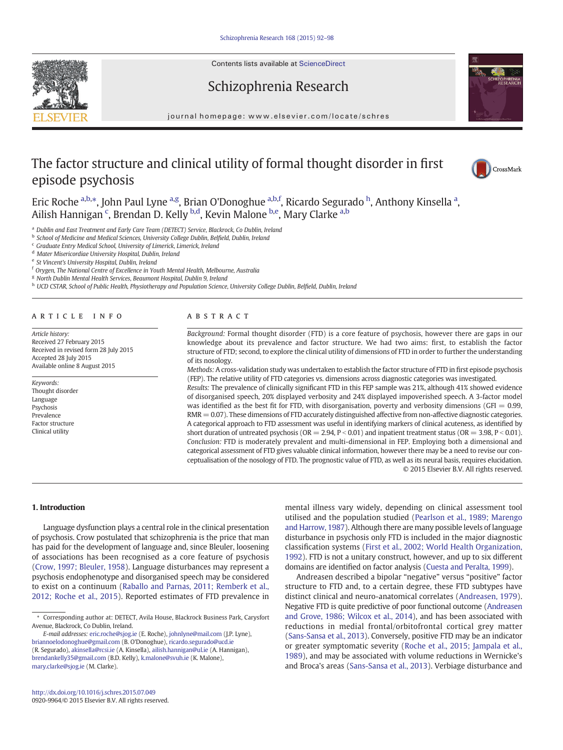# The factor structure and clinical utility of formal thought disorder in first episode psychosis

Eric Roche [a,b,*], John Paul Lyne [a,g], Brian O'Donoghue [a,b,f], Ricardo Segurado [h], Anthony Kinsella [a], Ailish Hannigan [c], Brendan D. Kelly [b,d], Kevin Malone [b,e], Mary Clarke [a,b]

[a] Dublin and East Treatment and Early Care Team (DETECT) Service, Blackrock, Co Dublin, Ireland
[b] School of Medicine and Medical Sciences, University College Dublin, Belfield, Dublin, Ireland
[c] Graduate Entry Medical School, University of Limerick, Limerick, Ireland
[d] Mater Misericordiae University Hospital, Dublin, Ireland
[e] St Vincent's University Hospital, Dublin, Ireland
[f] Orygen, The National Centre of Excellence in Youth Mental Health, Melbourne, Australia
[g] North Dublin Mental Health Services, Beaumont Hospital, Dublin 9, Ireland
[h] UCD CSTAR, School of Public Health, Physiotherapy and Population Science, University College Dublin, Belfield, Dublin, Ireland

## Article info

*Article history:*
Received 27 February 2015
Received in revised form 28 July 2015
Accepted 28 July 2015
Available online 8 August 2015

*Keywords:*
Thought disorder
Language
Psychosis
Prevalence
Factor structure
Clinical utility

## Abstract

*Background:* Formal thought disorder (FTD) is a core feature of psychosis, however there are gaps in our knowledge about its prevalence and factor structure. We had two aims: first, to establish the factor structure of FTD; second, to explore the clinical utility of dimensions of FTD in order to further the understanding of its nosology.

*Methods:* A cross-validation study was undertaken to establish the factor structure of FTD in first episode psychosis (FEP). The relative utility of FTD categories vs. dimensions across diagnostic categories was investigated.

*Results:* The prevalence of clinically significant FTD in this FEP sample was 21%, although 41% showed evidence of disorganised speech, 20% displayed verbosity and 24% displayed impoverished speech. A 3-factor model was identified as the best fit for FTD, with disorganisation, poverty and verbosity dimensions (GFI = 0.99, RMR = 0.07). These dimensions of FTD accurately distinguished affective from non-affective diagnostic categories. A categorical approach to FTD assessment was useful in identifying markers of clinical acuteness, as identified by short duration of untreated psychosis (OR = 2.94, $P < 0.01$) and inpatient treatment status (OR = 3.98, $P < 0.01$).

*Conclusion:* FTD is moderately prevalent and multi-dimensional in FEP. Employing both a dimensional and categorical assessment of FTD gives valuable clinical information, however there may be a need to revise our conceptualisation of the nosology of FTD. The prognostic value of FTD, as well as its neural basis, requires elucidation.

© 2015 Elsevier B.V. All rights reserved.

## 1. Introduction

Language dysfunction plays a central role in the clinical presentation of psychosis. Crow postulated that schizophrenia is the price that man has paid for the development of language and, since Bleuler, loosening of associations has been recognised as a core feature of psychosis (Crow, 1997; Bleuler, 1958). Language disturbances may represent a psychosis endophenotype and disorganised speech may be considered to exist on a continuum (Raballo and Parnas, 2011; Remberk et al., 2012; Roche et al., 2015). Reported estimates of FTD prevalence in mental illness vary widely, depending on clinical assessment tool utilised and the population studied (Pearlson et al., 1989; Marengo and Harrow, 1987). Although there are many possible levels of language disturbance in psychosis only FTD is included in the major diagnostic classification systems (First et al., 2002; World Health Organization, 1992). FTD is not a unitary construct, however, and up to six different domains are identified on factor analysis (Cuesta and Peralta, 1999).

Andreasen described a bipolar "negative" versus "positive" factor structure to FTD and, to a certain degree, these FTD subtypes have distinct clinical and neuro-anatomical correlates (Andreasen, 1979). Negative FTD is quite predictive of poor functional outcome (Andreasen and Grove, 1986; Wilcox et al., 2014), and has been associated with reductions in medial frontal/orbitofrontal cortical grey matter (Sans-Sansa et al., 2013). Conversely, positive FTD may be an indicator or greater symptomatic severity (Roche et al., 2015; Jampala et al., 1989), and may be associated with volume reductions in Wernicke's and Broca's areas (Sans-Sansa et al., 2013). Verbiage disturbance and

* Corresponding author at: DETECT, Avila House, Blackrock Business Park, Carysfort Avenue, Blackrock, Co Dublin, Ireland.
*E-mail addresses:* eric.roche@sjog.ie (E. Roche), johnlyne@mail.com (J.P. Lyne), briannoelodonoghue@gmail.com (B. O'Donoghue), ricardo.segurado@ucd.ie (R. Segurado), akinsella@rcsi.ie (A. Kinsella), ailish.hannigan@ul.ie (A. Hannigan), brendankelly35@gmail.com (B.D. Kelly), k.malone@svuh.ie (K. Malone), mary.clarke@sjog.ie (M. Clarke).

http://dx.doi.org/10.1016/j.schres.2015.07.049
0920-9964/© 2015 Elsevier B.V. All rights reserved.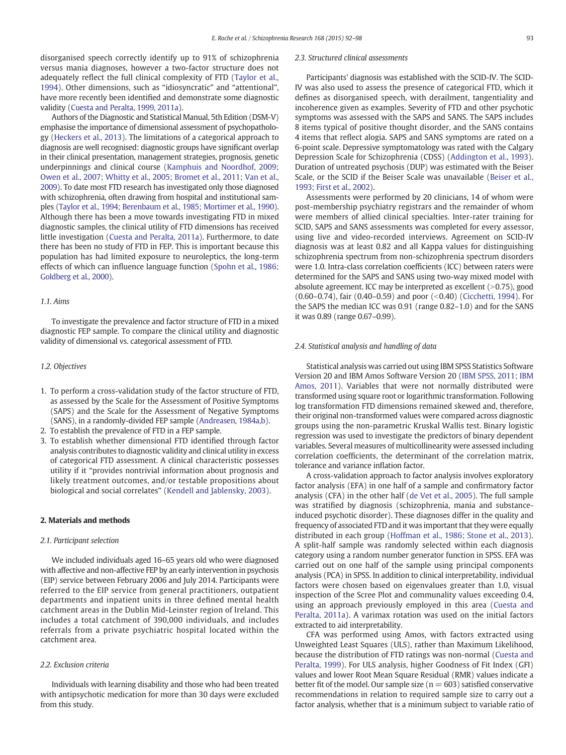disorganised speech correctly identify up to 91% of schizophrenia versus mania diagnoses, however a two-factor structure does not adequately reflect the full clinical complexity of FTD (Taylor et al., 1994). Other dimensions, such as "idiosyncratic" and "attentional", have more recently been identified and demonstrate some diagnostic validity (Cuesta and Peralta, 1999, 2011a).

Authors of the Diagnostic and Statistical Manual, 5th Edition (DSM-V) emphasise the importance of dimensional assessment of psychopathology (Heckers et al., 2013). The limitations of a categorical approach to diagnosis are well recognised: diagnostic groups have significant overlap in their clinical presentation, management strategies, prognosis, genetic underpinnings and clinical course (Kamphuis and Noordhof, 2009; Owen et al., 2007; Whitty et al., 2005; Bromet et al., 2011; Van et al., 2009). To date most FTD research has investigated only those diagnosed with schizophrenia, often drawing from hospital and institutional samples (Taylor et al., 1994; Berenbaum et al., 1985; Mortimer et al., 1990). Although there has been a move towards investigating FTD in mixed diagnostic samples, the clinical utility of FTD dimensions has received little investigation (Cuesta and Peralta, 2011a). Furthermore, to date there has been no study of FTD in FEP. This is important because this population has had limited exposure to neuroleptics, the long-term effects of which can influence language function (Spohn et al., 1986; Goldberg et al., 2000).

### 1.1. Aims

To investigate the prevalence and factor structure of FTD in a mixed diagnostic FEP sample. To compare the clinical utility and diagnostic validity of dimensional vs. categorical assessment of FTD.

### 1.2. Objectives

1. To perform a cross-validation study of the factor structure of FTD, as assessed by the Scale for the Assessment of Positive Symptoms (SAPS) and the Scale for the Assessment of Negative Symptoms (SANS), in a randomly-divided FEP sample (Andreasen, 1984a,b).
2. To establish the prevalence of FTD in a FEP sample.
3. To establish whether dimensional FTD identified through factor analysis contributes to diagnostic validity and clinical utility in excess of categorical FTD assessment. A clinical characteristic possesses utility if it "provides nontrivial information about prognosis and likely treatment outcomes, and/or testable propositions about biological and social correlates" (Kendell and Jablensky, 2003).

## 2. Materials and methods

### 2.1. Participant selection

We included individuals aged 16–65 years old who were diagnosed with affective and non-affective FEP by an early intervention in psychosis (EIP) service between February 2006 and July 2014. Participants were referred to the EIP service from general practitioners, outpatient departments and inpatient units in three defined mental health catchment areas in the Dublin Mid-Leinster region of Ireland. This includes a total catchment of 390,000 individuals, and includes referrals from a private psychiatric hospital located within the catchment area.

### 2.2. Exclusion criteria

Individuals with learning disability and those who had been treated with antipsychotic medication for more than 30 days were excluded from this study.

### 2.3. Structured clinical assessments

Participants' diagnosis was established with the SCID-IV. The SCID-IV was also used to assess the presence of categorical FTD, which it defines as disorganised speech, with derailment, tangentiality and incoherence given as examples. Severity of FTD and other psychotic symptoms was assessed with the SAPS and SANS. The SAPS includes 8 items typical of positive thought disorder, and the SANS contains 4 items that reflect alogia. SAPS and SANS symptoms are rated on a 6-point scale. Depressive symptomatology was rated with the Calgary Depression Scale for Schizophrenia (CDSS) (Addington et al., 1993). Duration of untreated psychosis (DUP) was estimated with the Beiser Scale, or the SCID if the Beiser Scale was unavailable (Beiser et al., 1993; First et al., 2002).

Assessments were performed by 20 clinicians, 14 of whom were post-membership psychiatry registrars and the remainder of whom were members of allied clinical specialties. Inter-rater training for SCID, SAPS and SANS assessments was completed for every assessor, using live and video-recorded interviews. Agreement on SCID-IV diagnosis was at least 0.82 and all Kappa values for distinguishing schizophrenia spectrum from non-schizophrenia spectrum disorders were 1.0. Intra-class correlation coefficients (ICC) between raters were determined for the SAPS and SANS using two-way mixed model with absolute agreement. ICC may be interpreted as excellent (>0.75), good (0.60–0.74), fair (0.40–0.59) and poor (<0.40) (Cicchetti, 1994). For the SAPS the median ICC was 0.91 (range 0.82–1.0) and for the SANS it was 0.89 (range 0.67–0.99).

### 2.4. Statistical analysis and handling of data

Statistical analysis was carried out using IBM SPSS Statistics Software Version 20 and IBM Amos Software Version 20 (IBM SPSS, 2011; IBM Amos, 2011). Variables that were not normally distributed were transformed using square root or logarithmic transformation. Following log transformation FTD dimensions remained skewed and, therefore, their original non-transformed values were compared across diagnostic groups using the non-parametric Kruskal Wallis test. Binary logistic regression was used to investigate the predictors of binary dependent variables. Several measures of multicollinearity were assessed including correlation coefficients, the determinant of the correlation matrix, tolerance and variance inflation factor.

A cross-validation approach to factor analysis involves exploratory factor analysis (EFA) in one half of a sample and confirmatory factor analysis (CFA) in the other half (de Vet et al., 2005). The full sample was stratified by diagnosis (schizophrenia, mania and substance-induced psychotic disorder). These diagnoses differ in the quality and frequency of associated FTD and it was important that they were equally distributed in each group (Hoffman et al., 1986; Stone et al., 2013). A split-half sample was randomly selected within each diagnosis category using a random number generator function in SPSS. EFA was carried out on one half of the sample using principal components analysis (PCA) in SPSS. In addition to clinical interpretability, individual factors were chosen based on eigenvalues greater than 1.0, visual inspection of the Scree Plot and communality values exceeding 0.4, using an approach previously employed in this area (Cuesta and Peralta, 2011a). A varimax rotation was used on the initial factors extracted to aid interpretability.

CFA was performed using Amos, with factors extracted using Unweighted Least Squares (ULS), rather than Maximum Likelihood, because the distribution of FTD ratings was non-normal (Cuesta and Peralta, 1999). For ULS analysis, higher Goodness of Fit Index (GFI) values and lower Root Mean Square Residual (RMR) values indicate a better fit of the model. Our sample size ($n = 603$) satisfied conservative recommendations in relation to required sample size to carry out a factor analysis, whether that is a minimum subject to variable ratio of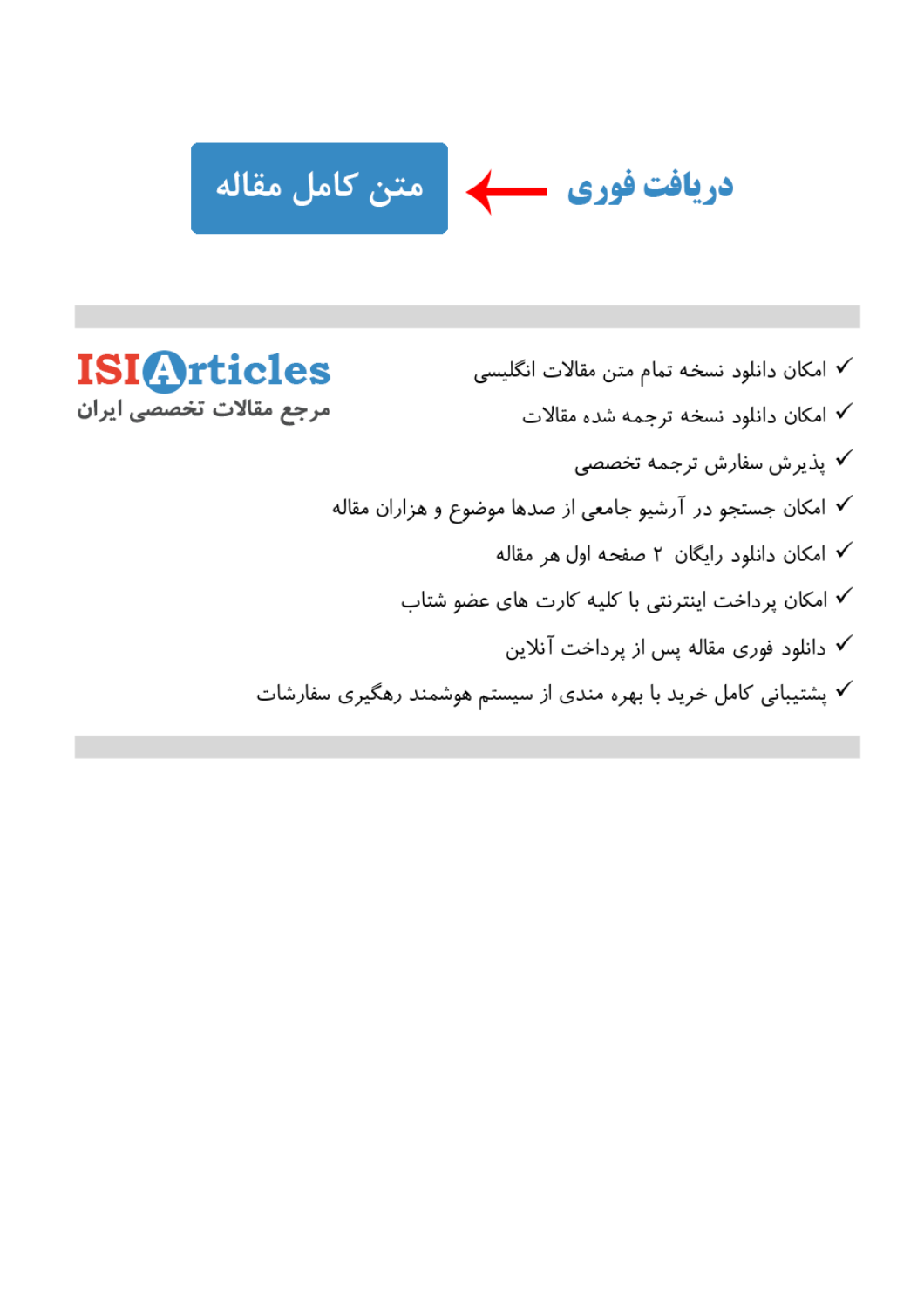**دریافت فوری ← متن کامل مقاله**

**ISIArticles**
مرجع مقالات تخصصی ایران

- ✓ امکان دانلود نسخه تمام متن مقالات انگلیسی
- ✓ امکان دانلود نسخه ترجمه شده مقالات
- ✓ پذیرش سفارش ترجمه تخصصی
- ✓ امکان جستجو در آرشیو جامعی از صدها موضوع و هزاران مقاله
- ✓ امکان دانلود رایگان ۲ صفحه اول هر مقاله
- ✓ امکان پرداخت اینترنتی با کلیه کارت های عضو شتاب
- ✓ دانلود فوری مقاله پس از پرداخت آنلاین
- ✓ پشتیبانی کامل خرید با بهره مندی از سیستم هوشمند رهگیری سفارشات